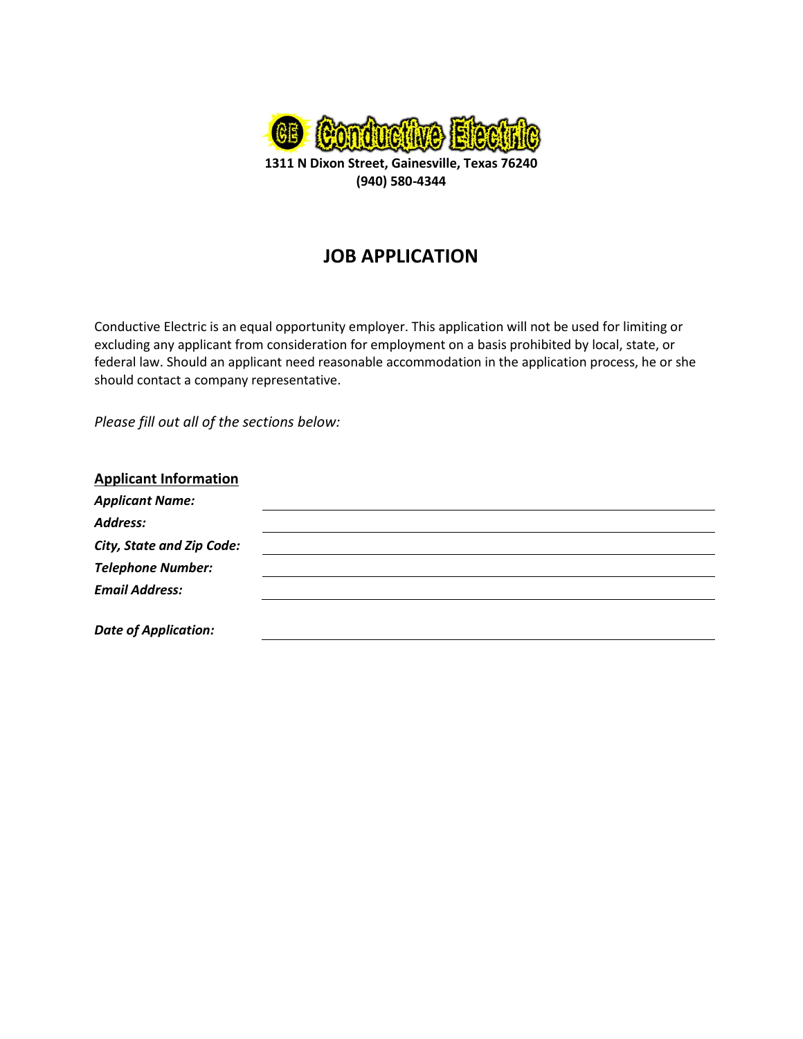**Conductive Electric**

**1311 N Dixon Street, Gainesville, Texas 76240**
**(940) 580-4344**

# JOB APPLICATION

Conductive Electric is an equal opportunity employer. This application will not be used for limiting or excluding any applicant from consideration for employment on a basis prohibited by local, state, or federal law. Should an applicant need reasonable accommodation in the application process, he or she should contact a company representative.

*Please fill out all of the sections below:*

## Applicant Information

***Applicant Name:*** ______________________________

***Address:*** ______________________________

***City, State and Zip Code:*** ______________________________

***Telephone Number:*** ______________________________

***Email Address:*** ______________________________

***Date of Application:*** ______________________________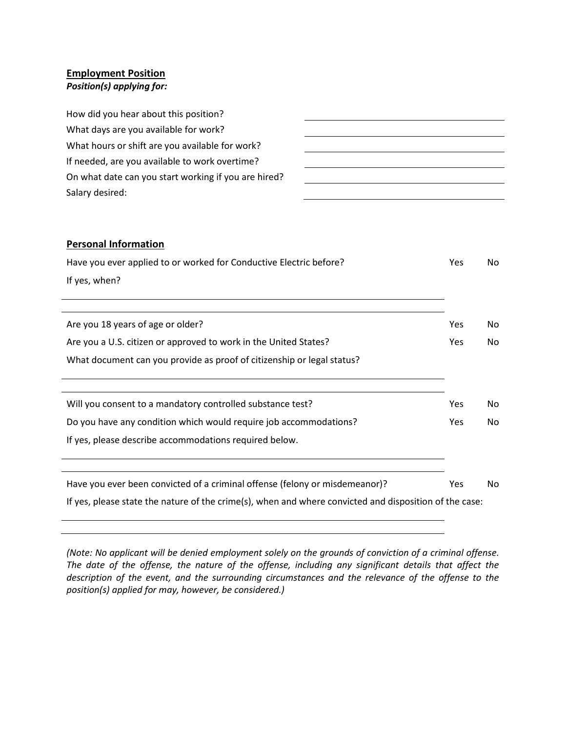## Employment Position

***Position(s) applying for:***

How did you hear about this position? \_\_\_\_\_\_\_\_\_\_\_\_\_\_\_\_\_\_\_\_

What days are you available for work? \_\_\_\_\_\_\_\_\_\_\_\_\_\_\_\_\_\_\_\_

What hours or shift are you available for work? \_\_\_\_\_\_\_\_\_\_\_\_\_\_\_\_\_\_\_\_

If needed, are you available to work overtime? \_\_\_\_\_\_\_\_\_\_\_\_\_\_\_\_\_\_\_\_

On what date can you start working if you are hired? \_\_\_\_\_\_\_\_\_\_\_\_\_\_\_\_\_\_\_\_

Salary desired: \_\_\_\_\_\_\_\_\_\_\_\_\_\_\_\_\_\_\_\_

## Personal Information

Have you ever applied to or worked for Conductive Electric before? Yes No

If yes, when?

\_\_\_\_\_\_\_\_\_\_\_\_\_\_\_\_\_\_\_\_\_\_\_\_\_\_\_\_\_\_\_\_\_\_\_\_\_\_\_\_

\_\_\_\_\_\_\_\_\_\_\_\_\_\_\_\_\_\_\_\_\_\_\_\_\_\_\_\_\_\_\_\_\_\_\_\_\_\_\_\_

Are you 18 years of age or older? Yes No

Are you a U.S. citizen or approved to work in the United States? Yes No

What document can you provide as proof of citizenship or legal status?

\_\_\_\_\_\_\_\_\_\_\_\_\_\_\_\_\_\_\_\_\_\_\_\_\_\_\_\_\_\_\_\_\_\_\_\_\_\_\_\_

\_\_\_\_\_\_\_\_\_\_\_\_\_\_\_\_\_\_\_\_\_\_\_\_\_\_\_\_\_\_\_\_\_\_\_\_\_\_\_\_

Will you consent to a mandatory controlled substance test? Yes No

Do you have any condition which would require job accommodations? Yes No

If yes, please describe accommodations required below.

\_\_\_\_\_\_\_\_\_\_\_\_\_\_\_\_\_\_\_\_\_\_\_\_\_\_\_\_\_\_\_\_\_\_\_\_\_\_\_\_

\_\_\_\_\_\_\_\_\_\_\_\_\_\_\_\_\_\_\_\_\_\_\_\_\_\_\_\_\_\_\_\_\_\_\_\_\_\_\_\_

Have you ever been convicted of a criminal offense (felony or misdemeanor)? Yes No

If yes, please state the nature of the crime(s), when and where convicted and disposition of the case:

\_\_\_\_\_\_\_\_\_\_\_\_\_\_\_\_\_\_\_\_\_\_\_\_\_\_\_\_\_\_\_\_\_\_\_\_\_\_\_\_

\_\_\_\_\_\_\_\_\_\_\_\_\_\_\_\_\_\_\_\_\_\_\_\_\_\_\_\_\_\_\_\_\_\_\_\_\_\_\_\_

*(Note: No applicant will be denied employment solely on the grounds of conviction of a criminal offense. The date of the offense, the nature of the offense, including any significant details that affect the description of the event, and the surrounding circumstances and the relevance of the offense to the position(s) applied for may, however, be considered.)*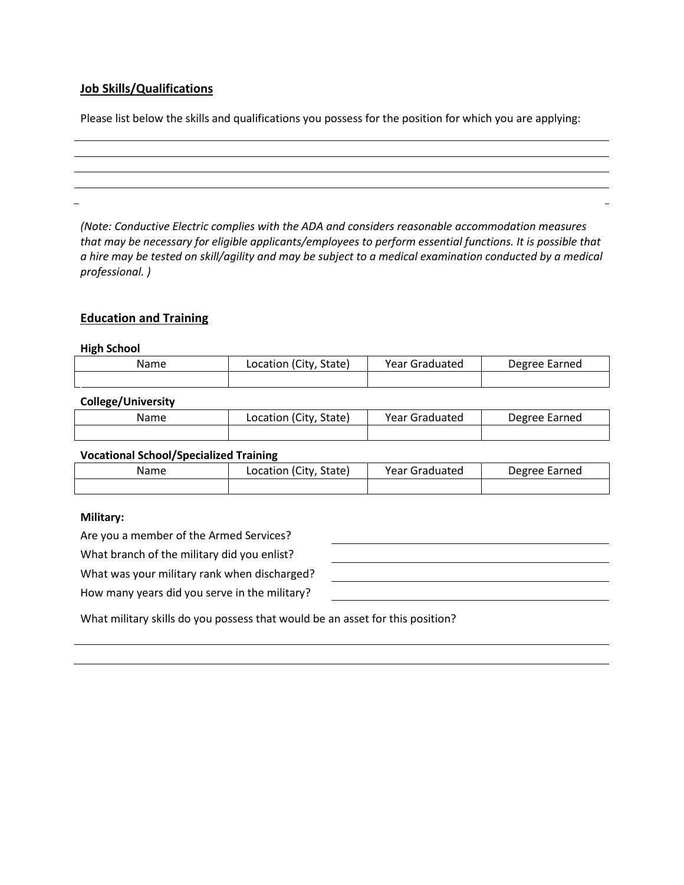## Job Skills/Qualifications

Please list below the skills and qualifications you possess for the position for which you are applying:

*(Note: Conductive Electric complies with the ADA and considers reasonable accommodation measures that may be necessary for eligible applicants/employees to perform essential functions. It is possible that a hire may be tested on skill/agility and may be subject to a medical examination conducted by a medical professional. )*

## Education and Training

**High School**

| Name | Location (City, State) | Year Graduated | Degree Earned |
|---|---|---|---|
| | | | |

**College/University**

| Name | Location (City, State) | Year Graduated | Degree Earned |
|---|---|---|---|
| | | | |

**Vocational School/Specialized Training**

| Name | Location (City, State) | Year Graduated | Degree Earned |
|---|---|---|---|
| | | | |

**Military:**

Are you a member of the Armed Services?

What branch of the military did you enlist?

What was your military rank when discharged?

How many years did you serve in the military?

What military skills do you possess that would be an asset for this position?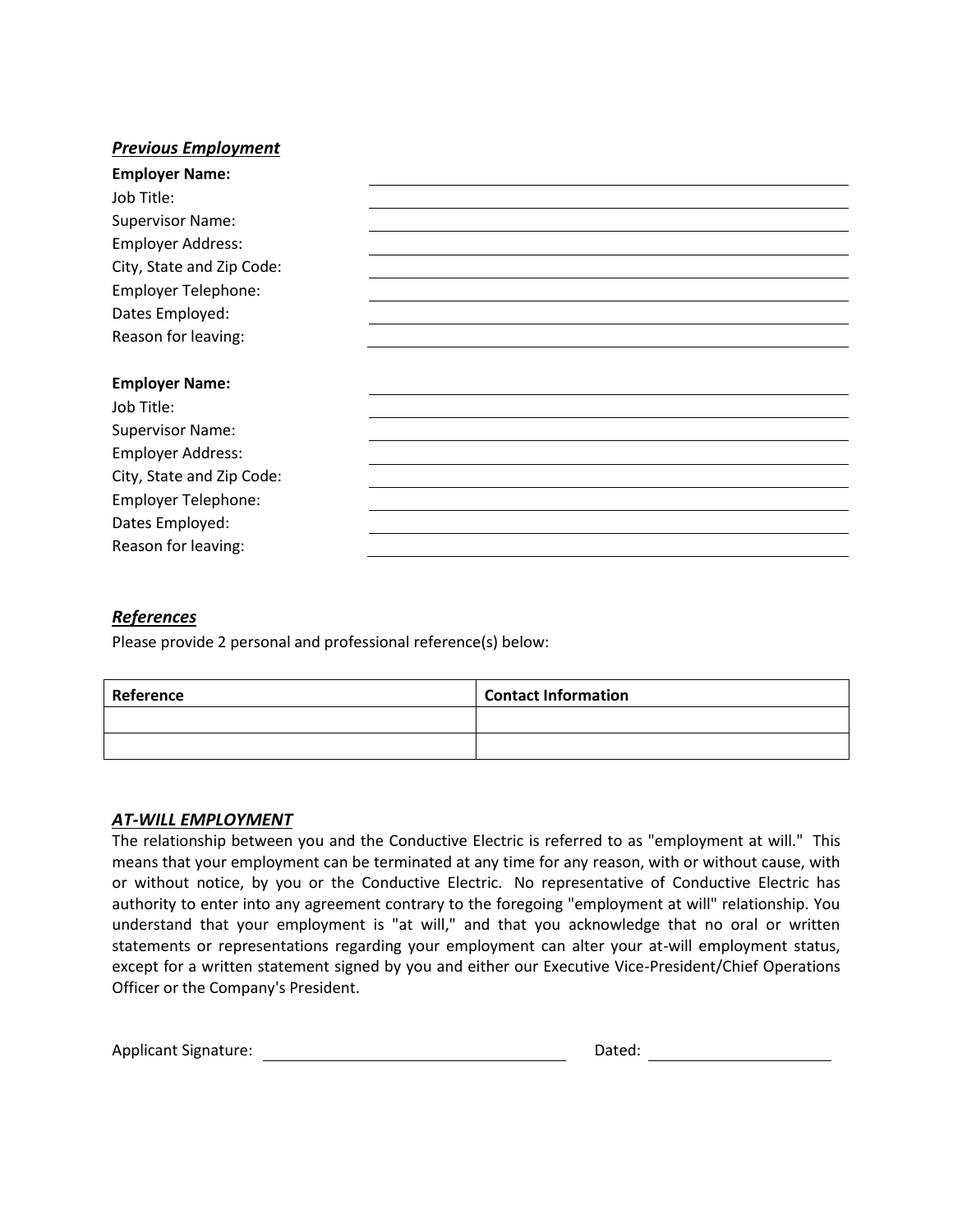***Previous Employment***

**Employer Name:** \_\_\_\_\_\_\_\_\_\_\_\_\_\_\_\_\_\_\_\_

Job Title: \_\_\_\_\_\_\_\_\_\_\_\_\_\_\_\_\_\_\_\_

Supervisor Name: \_\_\_\_\_\_\_\_\_\_\_\_\_\_\_\_\_\_\_\_

Employer Address: \_\_\_\_\_\_\_\_\_\_\_\_\_\_\_\_\_\_\_\_

City, State and Zip Code: \_\_\_\_\_\_\_\_\_\_\_\_\_\_\_\_\_\_\_\_

Employer Telephone: \_\_\_\_\_\_\_\_\_\_\_\_\_\_\_\_\_\_\_\_

Dates Employed: \_\_\_\_\_\_\_\_\_\_\_\_\_\_\_\_\_\_\_\_

Reason for leaving: \_\_\_\_\_\_\_\_\_\_\_\_\_\_\_\_\_\_\_\_

**Employer Name:** \_\_\_\_\_\_\_\_\_\_\_\_\_\_\_\_\_\_\_\_

Job Title: \_\_\_\_\_\_\_\_\_\_\_\_\_\_\_\_\_\_\_\_

Supervisor Name: \_\_\_\_\_\_\_\_\_\_\_\_\_\_\_\_\_\_\_\_

Employer Address: \_\_\_\_\_\_\_\_\_\_\_\_\_\_\_\_\_\_\_\_

City, State and Zip Code: \_\_\_\_\_\_\_\_\_\_\_\_\_\_\_\_\_\_\_\_

Employer Telephone: \_\_\_\_\_\_\_\_\_\_\_\_\_\_\_\_\_\_\_\_

Dates Employed: \_\_\_\_\_\_\_\_\_\_\_\_\_\_\_\_\_\_\_\_

Reason for leaving: \_\_\_\_\_\_\_\_\_\_\_\_\_\_\_\_\_\_\_\_

***References***

Please provide 2 personal and professional reference(s) below:

| Reference | Contact Information |
|---|---|
| | |
| | |

***AT-WILL EMPLOYMENT***

The relationship between you and the Conductive Electric is referred to as "employment at will." This means that your employment can be terminated at any time for any reason, with or without cause, with or without notice, by you or the Conductive Electric. No representative of Conductive Electric has authority to enter into any agreement contrary to the foregoing "employment at will" relationship. You understand that your employment is "at will," and that you acknowledge that no oral or written statements or representations regarding your employment can alter your at-will employment status, except for a written statement signed by you and either our Executive Vice-President/Chief Operations Officer or the Company's President.

Applicant Signature: \_\_\_\_\_\_\_\_\_\_\_\_\_\_\_\_\_\_\_\_ Dated: \_\_\_\_\_\_\_\_\_\_\_\_\_\_\_\_\_\_\_\_